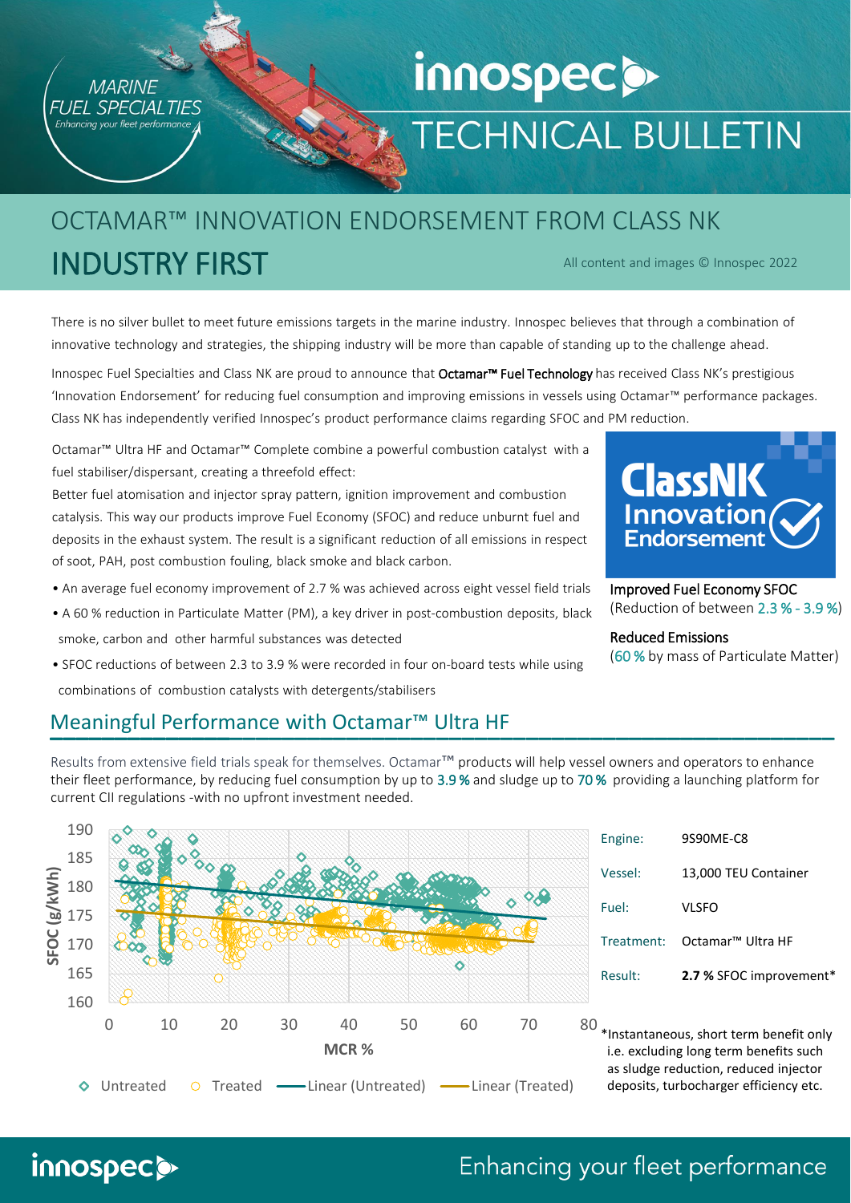MARINE FUEL SPECIALTIES

*Enhancing your fleet performance*

# innospec TECHNICAL BULLETIN

## OCTAMAR™ INNOVATION ENDORSEMENT FROM CLASS NK

# INDUSTRY FIRST

All content and images © Innospec 2022

There is no silver bullet to meet future emissions targets in the marine industry. Innospec believes that through a combination of innovative technology and strategies, the shipping industry will be more than capable of standing up to the challenge ahead.

Innospec Fuel Specialties and Class NK are proud to announce that **Octamar™ Fuel Technology** has received Class NK's prestigious 'Innovation Endorsement' for reducing fuel consumption and improving emissions in vessels using Octamar™ performance packages. Class NK has independently verified Innospec's product performance claims regarding SFOC and PM reduction.

Octamar™ Ultra HF and Octamar™ Complete combine a powerful combustion catalyst with a fuel stabiliser/dispersant, creating a threefold effect:
Better fuel atomisation and injector spray pattern, ignition improvement and combustion catalysis. This way our products improve Fuel Economy (SFOC) and reduce unburnt fuel and deposits in the exhaust system. The result is a significant reduction of all emissions in respect of soot, PAH, post combustion fouling, black smoke and black carbon.

- An average fuel economy improvement of 2.7 % was achieved across eight vessel field trials
- A 60 % reduction in Particulate Matter (PM), a key driver in post-combustion deposits, black smoke, carbon and other harmful substances was detected
- SFOC reductions of between 2.3 to 3.9 % were recorded in four on-board tests while using combinations of combustion catalysts with detergents/stabilisers

ClassNK Innovation Endorsement

**Improved Fuel Economy SFOC**
(Reduction of between 2.3 % - 3.9 %)

**Reduced Emissions**
(60 % by mass of Particulate Matter)

## Meaningful Performance with Octamar™ Ultra HF

Results from extensive field trials speak for themselves. Octamar™ products will help vessel owners and operators to enhance their fleet performance, by reducing fuel consumption by up to 3.9 % and sludge up to 70 % providing a launching platform for current CII regulations -with no upfront investment needed.

| | |
|---|---|
| Engine: | 9S90ME-C8 |
| Vessel: | 13,000 TEU Container |
| Fuel: | VLSFO |
| Treatment: | Octamar™ Ultra HF |
| Result: | **2.7 %** SFOC improvement* |

*Instantaneous, short term benefit only i.e. excluding long term benefits such as sludge reduction, reduced injector deposits, turbocharger efficiency etc.

Enhancing your fleet performance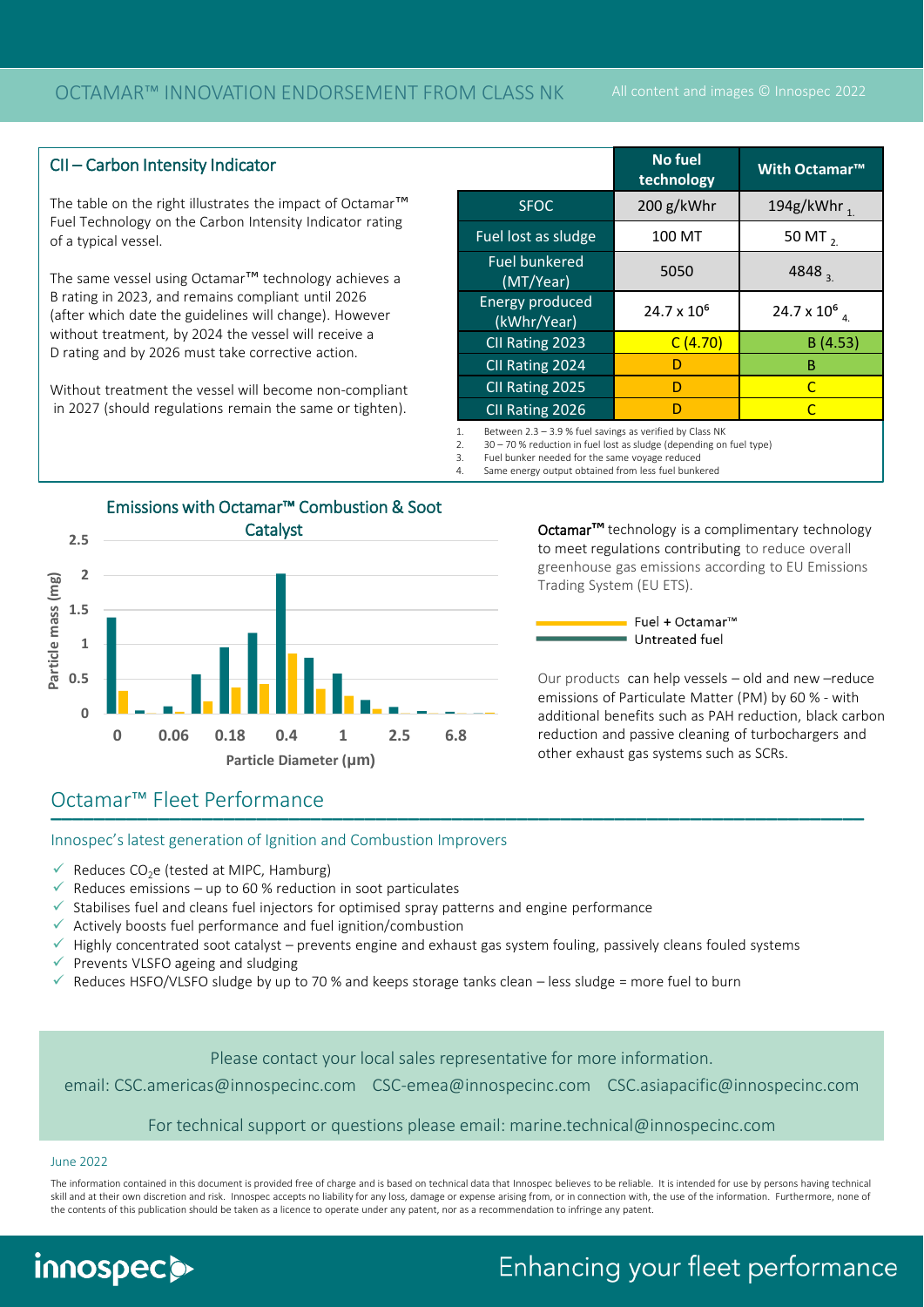# OCTAMAR™ INNOVATION ENDORSEMENT FROM CLASS NK

All content and images © Innospec 2022

## CII – Carbon Intensity Indicator

The table on the right illustrates the impact of Octamar™ Fuel Technology on the Carbon Intensity Indicator rating of a typical vessel.

The same vessel using Octamar™ technology achieves a B rating in 2023, and remains compliant until 2026 (after which date the guidelines will change). However without treatment, by 2024 the vessel will receive a D rating and by 2026 must take corrective action.

Without treatment the vessel will become non-compliant in 2027 (should regulations remain the same or tighten).

| | No fuel technology | With Octamar™ |
|---|---|---|
| SFOC | 200 g/kWhr | 194g/kWhr [1.] |
| Fuel lost as sludge | 100 MT | 50 MT [2.] |
| Fuel bunkered (MT/Year) | 5050 | 4848 [3.] |
| Energy produced (kWhr/Year) | $24.7 \times 10^6$ | $24.7 \times 10^6$ [4.] |
| CII Rating 2023 | C (4.70) | B (4.53) |
| CII Rating 2024 | D | B |
| CII Rating 2025 | D | C |
| CII Rating 2026 | D | C |

1. Between 2.3 – 3.9 % fuel savings as verified by Class NK
2. 30 – 70 % reduction in fuel lost as sludge (depending on fuel type)
3. Fuel bunker needed for the same voyage reduced
4. Same energy output obtained from less fuel bunkered

Emissions with Octamar™ Combustion & Soot Catalyst

Particle mass (mg)

2.5
2
1.5
1
0.5
0

0 0.06 0.18 0.4 1 2.5 6.8

Particle Diameter (µm)

Fuel + Octamar™
Untreated fuel

Octamar™ technology is a complimentary technology to meet regulations contributing to reduce overall greenhouse gas emissions according to EU Emissions Trading System (EU ETS).

Our products can help vessels – old and new –reduce emissions of Particulate Matter (PM) by 60 % - with additional benefits such as PAH reduction, black carbon reduction and passive cleaning of turbochargers and other exhaust gas systems such as SCRs.

## Octamar™ Fleet Performance

### Innospec's latest generation of Ignition and Combustion Improvers

- ✓ Reduces $CO_2e$ (tested at MIPC, Hamburg)
- ✓ Reduces emissions – up to 60 % reduction in soot particulates
- ✓ Stabilises fuel and cleans fuel injectors for optimised spray patterns and engine performance
- ✓ Actively boosts fuel performance and fuel ignition/combustion
- ✓ Highly concentrated soot catalyst – prevents engine and exhaust gas system fouling, passively cleans fouled systems
- ✓ Prevents VLSFO ageing and sludging
- ✓ Reduces HSFO/VLSFO sludge by up to 70 % and keeps storage tanks clean – less sludge = more fuel to burn

Please contact your local sales representative for more information.

email: CSC.americas@innospecinc.com CSC-emea@innospecinc.com CSC.asiapacific@innospecinc.com

For technical support or questions please email: marine.technical@innospecinc.com

June 2022

The information contained in this document is provided free of charge and is based on technical data that Innospec believes to be reliable. It is intended for use by persons having technical skill and at their own discretion and risk. Innospec accepts no liability for any loss, damage or expense arising from, or in connection with, the use of the information. Furthermore, none of the contents of this publication should be taken as a licence to operate under any patent, nor as a recommendation to infringe any patent.

innospec

Enhancing your fleet performance